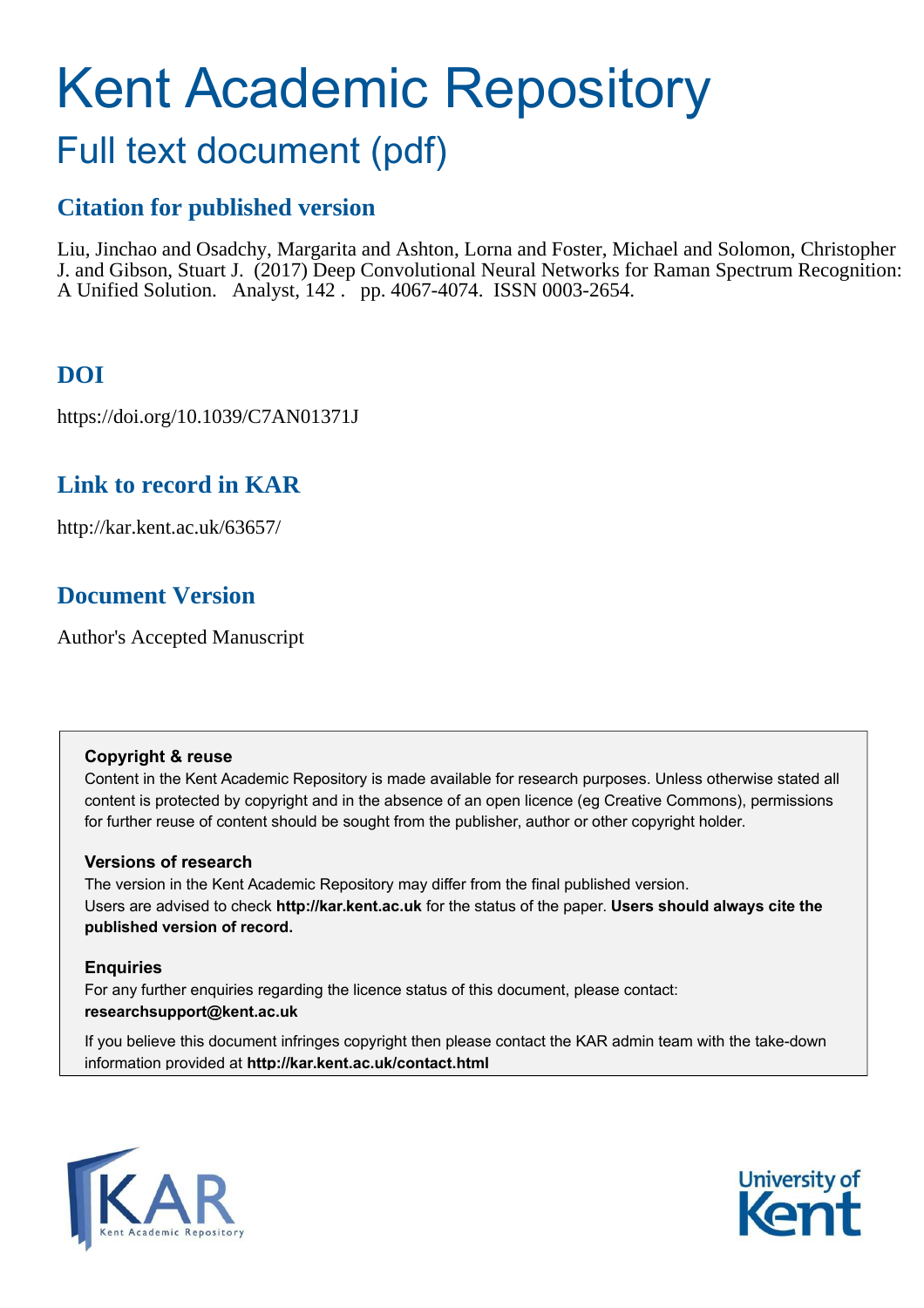# Kent Academic Repository

## Full text document (pdf)

### Citation for published version

Liu, Jinchao and Osadchy, Margarita and Ashton, Lorna and Foster, Michael and Solomon, Christopher J. and Gibson, Stuart J. (2017) Deep Convolutional Neural Networks for Raman Spectrum Recognition: A Unified Solution. Analyst, 142 . pp. 4067-4074. ISSN 0003-2654.

### DOI

https://doi.org/10.1039/C7AN01371J

### Link to record in KAR

http://kar.kent.ac.uk/63657/

### Document Version

Author's Accepted Manuscript

**Copyright & reuse**

Content in the Kent Academic Repository is made available for research purposes. Unless otherwise stated all content is protected by copyright and in the absence of an open licence (eg Creative Commons), permissions for further reuse of content should be sought from the publisher, author or other copyright holder.

**Versions of research**

The version in the Kent Academic Repository may differ from the final published version. Users are advised to check **http://kar.kent.ac.uk** for the status of the paper. **Users should always cite the published version of record.**

**Enquiries**

For any further enquiries regarding the licence status of this document, please contact: **researchsupport@kent.ac.uk**

If you believe this document infringes copyright then please contact the KAR admin team with the take-down information provided at **http://kar.kent.ac.uk/contact.html**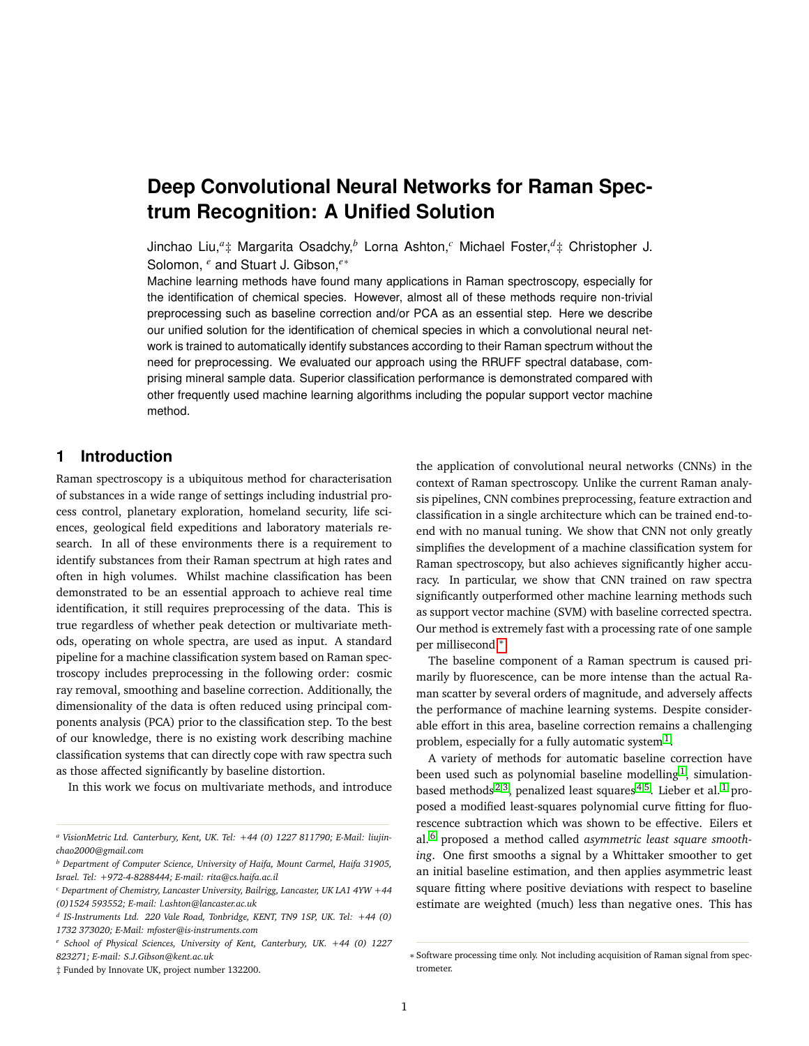# Deep Convolutional Neural Networks for Raman Spectrum Recognition: A Unified Solution

Jinchao Liu,[a]‡ Margarita Osadchy,[b] Lorna Ashton,[c] Michael Foster,[d]‡ Christopher J. Solomon, [e] and Stuart J. Gibson,[e*]

Machine learning methods have found many applications in Raman spectroscopy, especially for the identification of chemical species. However, almost all of these methods require non-trivial preprocessing such as baseline correction and/or PCA as an essential step. Here we describe our unified solution for the identification of chemical species in which a convolutional neural network is trained to automatically identify substances according to their Raman spectrum without the need for preprocessing. We evaluated our approach using the RRUFF spectral database, comprising mineral sample data. Superior classification performance is demonstrated compared with other frequently used machine learning algorithms including the popular support vector machine method.

## 1 Introduction

Raman spectroscopy is a ubiquitous method for characterisation of substances in a wide range of settings including industrial process control, planetary exploration, homeland security, life sciences, geological field expeditions and laboratory materials research. In all of these environments there is a requirement to identify substances from their Raman spectrum at high rates and often in high volumes. Whilst machine classification has been demonstrated to be an essential approach to achieve real time identification, it still requires preprocessing of the data. This is true regardless of whether peak detection or multivariate methods, operating on whole spectra, are used as input. A standard pipeline for a machine classification system based on Raman spectroscopy includes preprocessing in the following order: cosmic ray removal, smoothing and baseline correction. Additionally, the dimensionality of the data is often reduced using principal components analysis (PCA) prior to the classification step. To the best of our knowledge, there is no existing work describing machine classification systems that can directly cope with raw spectra such as those affected significantly by baseline distortion.

In this work we focus on multivariate methods, and introduce the application of convolutional neural networks (CNNs) in the context of Raman spectroscopy. Unlike the current Raman analysis pipelines, CNN combines preprocessing, feature extraction and classification in a single architecture which can be trained end-to-end with no manual tuning. We show that CNN not only greatly simplifies the development of a machine classification system for Raman spectroscopy, but also achieves significantly higher accuracy. In particular, we show that CNN trained on raw spectra significantly outperformed other machine learning methods such as support vector machine (SVM) with baseline corrected spectra. Our method is extremely fast with a processing rate of one sample per millisecond [*].

The baseline component of a Raman spectrum is caused primarily by fluorescence, can be more intense than the actual Raman scatter by several orders of magnitude, and adversely affects the performance of machine learning systems. Despite considerable effort in this area, baseline correction remains a challenging problem, especially for a fully automatic system[1].

A variety of methods for automatic baseline correction have been used such as polynomial baseline modelling[1], simulation-based methods[2,3], penalized least squares[4,5]. Lieber et al.[1] proposed a modified least-squares polynomial curve fitting for fluorescence subtraction which was shown to be effective. Eilers et al.[6] proposed a method called *asymmetric least square smoothing*. One first smooths a signal by a Whittaker smoother to get an initial baseline estimation, and then applies asymmetric least square fitting where positive deviations with respect to baseline estimate are weighted (much) less than negative ones. This has

---

[a] VisionMetric Ltd. Canterbury, Kent, UK. Tel: +44 (0) 1227 811790; E-Mail: liujinchao2000@gmail.com

[b] Department of Computer Science, University of Haifa, Mount Carmel, Haifa 31905, Israel. Tel: +972-4-8288444; E-mail: rita@cs.haifa.ac.il

[c] Department of Chemistry, Lancaster University, Bailrigg, Lancaster, UK LA1 4YW +44 (0)1524 593552; E-mail: l.ashton@lancaster.ac.uk

[d] IS-Instruments Ltd. 220 Vale Road, Tonbridge, KENT, TN9 1SP, UK. Tel: +44 (0) 1732 373020; E-Mail: mfoster@is-instruments.com

[e] School of Physical Sciences, University of Kent, Canterbury, UK. +44 (0) 1227 823271; E-mail: S.J.Gibson@kent.ac.uk

‡ Funded by Innovate UK, project number 132200.

\* Software processing time only. Not including acquisition of Raman signal from spectrometer.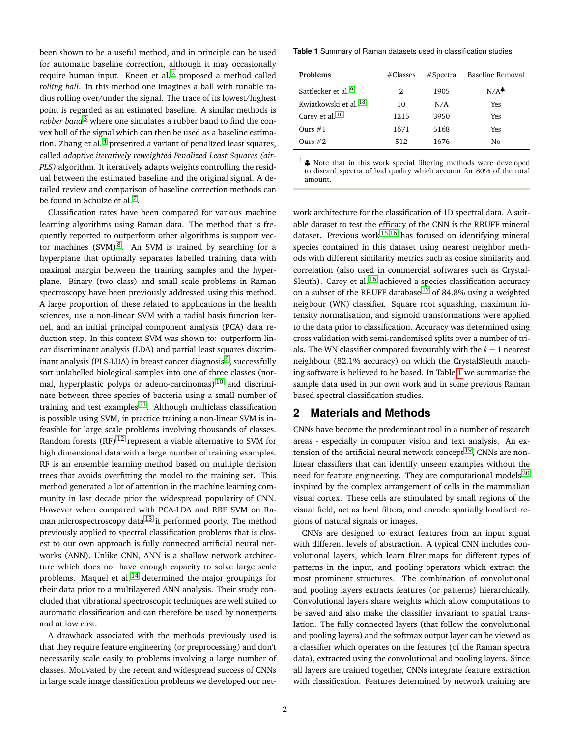been shown to be a useful method, and in principle can be used for automatic baseline correction, although it may occasionally require human input. Kneen et al.[2] proposed a method called *rolling ball*. In this method one imagines a ball with tunable radius rolling over/under the signal. The trace of its lowest/highest point is regarded as an estimated baseline. A similar methods is *rubber band*[3] where one simulates a rubber band to find the convex hull of the signal which can then be used as a baseline estimation. Zhang et al.[4] presented a variant of penalized least squares, called *adaptive iteratively reweighted Penalized Least Squares (airPLS)* algorithm. It iteratively adapts weights controlling the residual between the estimated baseline and the original signal. A detailed review and comparison of baseline correction methods can be found in Schulze et al.[7].

Classification rates have been compared for various machine learning algorithms using Raman data. The method that is frequently reported to outperform other algorithms is support vector machines (SVM)[8]. An SVM is trained by searching for a hyperplane that optimally separates labelled training data with maximal margin between the training samples and the hyperplane. Binary (two class) and small scale problems in Raman spectroscopy have been previously addressed using this method. A large proportion of these related to applications in the health sciences, use a non-linear SVM with a radial basis function kernel, and an initial principal component analysis (PCA) data reduction step. In this context SVM was shown to: outperform linear discriminant analysis (LDA) and partial least squares discriminant analysis (PLS-LDA) in breast cancer diagnosis[9], successfully sort unlabelled biological samples into one of three classes (normal, hyperplastic polyps or adeno-carcinomas)[10] and discriminate between three species of bacteria using a small number of training and test examples[11]. Although multiclass classification is possible using SVM, in practice training a non-linear SVM is infeasible for large scale problems involving thousands of classes. Random forests (RF)[12] represent a viable alternative to SVM for high dimensional data with a large number of training examples. RF is an ensemble learning method based on multiple decision trees that avoids overfitting the model to the training set. This method generated a lot of attention in the machine learning community in last decade prior the widespread popularity of CNN. However when compared with PCA-LDA and RBF SVM on Raman microspectroscopy data[13] it performed poorly. The method previously applied to spectral classification problems that is closest to our own approach is fully connected artificial neural networks (ANN). Unlike CNN, ANN is a shallow network architecture which does not have enough capacity to solve large scale problems. Maquel et al.[14] determined the major groupings for their data prior to a multilayered ANN analysis. Their study concluded that vibrational spectroscopic techniques are well suited to automatic classification and can therefore be used by nonexperts and at low cost.

A drawback associated with the methods previously used is that they require feature engineering (or preprocessing) and don't necessarily scale easily to problems involving a large number of classes. Motivated by the recent and widespread success of CNNs in large scale image classification problems we developed our network architecture for the classification of 1D spectral data. A suitable dataset to test the efficacy of the CNN is the RRUFF mineral dataset. Previous work[15,16] has focused on identifying mineral species contained in this dataset using nearest neighbor methods with different similarity metrics such as cosine similarity and correlation (also used in commercial softwares such as CrystalSleuth). Carey et al.[16] achieved a species classification accuracy on a subset of the RRUFF database[17] of 84.8% using a weighted neigbour (WN) classifier. Square root squashing, maximum intensity normalisation, and sigmoid transformations were applied to the data prior to classification. Accuracy was determined using cross validation with semi-randomised splits over a number of trials. The WN classifier compared favourably with the $k = 1$ nearest neighbour (82.1% accuracy) on which the CrystalSleuth matching software is believed to be based. In Table 1 we summarise the sample data used in our own work and in some previous Raman based spectral classification studies.

**Table 1** Summary of Raman datasets used in classification studies

| Problems | #Classes | #Spectra | Baseline Removal |
|---|---|---|---|
| Sattlecker et al.[9] | 2 | 1905 | N/A[♣] |
| Kwiatkowski et al.[18] | 10 | N/A | Yes |
| Carey et al.[16] | 1215 | 3950 | Yes |
| Ours #1 | 1671 | 5168 | Yes |
| Ours #2 | 512 | 1676 | No |

[1] ♣ Note that in this work special filtering methods were developed to discard spectra of bad quality which account for 80% of the total amount.

## 2 Materials and Methods

CNNs have become the predominant tool in a number of research areas - especially in computer vision and text analysis. An extension of the artificial neural network concept[19], CNNs are nonlinear classifiers that can identify unseen examples without the need for feature engineering. They are computational models[20] inspired by the complex arrangement of cells in the mammalian visual cortex. These cells are stimulated by small regions of the visual field, act as local filters, and encode spatially localised regions of natural signals or images.

CNNs are designed to extract features from an input signal with different levels of abstraction. A typical CNN includes convolutional layers, which learn filter maps for different types of patterns in the input, and pooling operators which extract the most prominent structures. The combination of convolutional and pooling layers extracts features (or patterns) hierarchically. Convolutional layers share weights which allow computations to be saved and also make the classifier invariant to spatial translation. The fully connected layers (that follow the convolutional and pooling layers) and the softmax output layer can be viewed as a classifier which operates on the features (of the Raman spectra data), extracted using the convolutional and pooling layers. Since all layers are trained together, CNNs integrate feature extraction with classification. Features determined by network training are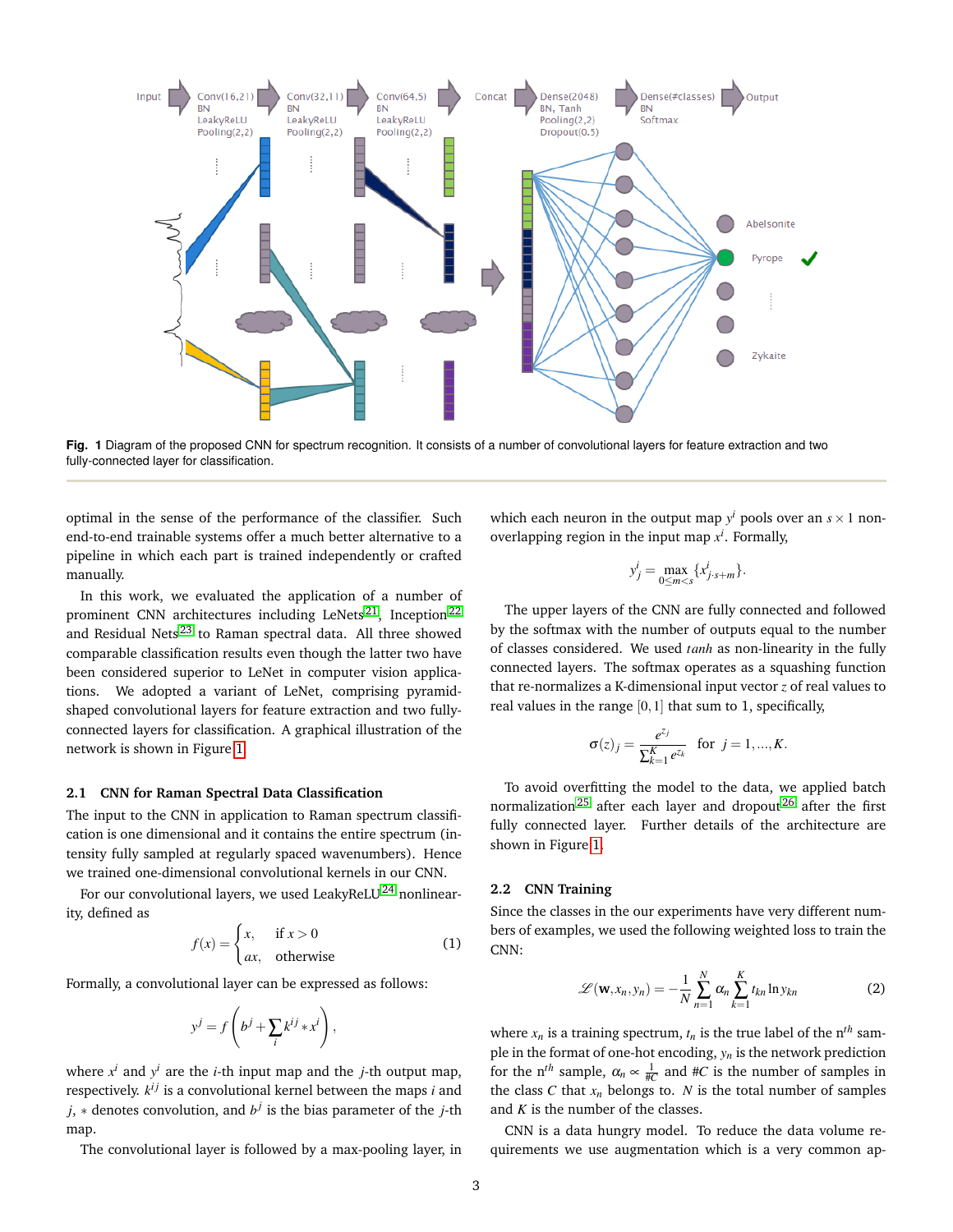**Fig. 1** Diagram of the proposed CNN for spectrum recognition. It consists of a number of convolutional layers for feature extraction and two fully-connected layer for classification.

optimal in the sense of the performance of the classifier. Such end-to-end trainable systems offer a much better alternative to a pipeline in which each part is trained independently or crafted manually.

In this work, we evaluated the application of a number of prominent CNN architectures including LeNets[21], Inception[22] and Residual Nets[23] to Raman spectral data. All three showed comparable classification results even though the latter two have been considered superior to LeNet in computer vision applications. We adopted a variant of LeNet, comprising pyramid-shaped convolutional layers for feature extraction and two fully-connected layers for classification. A graphical illustration of the network is shown in Figure 1.

### 2.1 CNN for Raman Spectral Data Classification

The input to the CNN in application to Raman spectrum classification is one dimensional and it contains the entire spectrum (intensity fully sampled at regularly spaced wavenumbers). Hence we trained one-dimensional convolutional kernels in our CNN.

For our convolutional layers, we used LeakyReLU[24] nonlinearity, defined as

$$f(x) = \begin{cases} x, & \text{if } x > 0 \\ ax, & \text{otherwise} \end{cases} \tag{1}$$

Formally, a convolutional layer can be expressed as follows:

$$y^j = f\left(b^j + \sum_i k^{ij} * x^i\right),$$

where $x^i$ and $y^j$ are the $i$-th input map and the $j$-th output map, respectively. $k^{ij}$ is a convolutional kernel between the maps $i$ and $j$, $*$ denotes convolution, and $b^j$ is the bias parameter of the $j$-th map.

The convolutional layer is followed by a max-pooling layer, in which each neuron in the output map $y^i$ pools over an $s \times 1$ non-overlapping region in the input map $x^i$. Formally,

$$y^i_j = \max_{0 \le m < s} \{x^i_{j \cdot s+m}\}.$$

The upper layers of the CNN are fully connected and followed by the softmax with the number of outputs equal to the number of classes considered. We used *tanh* as non-linearity in the fully connected layers. The softmax operates as a squashing function that re-normalizes a K-dimensional input vector $z$ of real values to real values in the range $[0,1]$ that sum to 1, specifically,

$$\sigma(z)_j = \frac{e^{z_j}}{\sum_{k=1}^{K} e^{z_k}} \quad \text{for } j = 1, \ldots, K.$$

To avoid overfitting the model to the data, we applied batch normalization[25] after each layer and dropout[26] after the first fully connected layer. Further details of the architecture are shown in Figure 1.

### 2.2 CNN Training

Since the classes in the our experiments have very different numbers of examples, we used the following weighted loss to train the CNN:

$$\mathcal{L}(\mathbf{w}, x_n, y_n) = -\frac{1}{N}\sum_{n=1}^{N} \alpha_n \sum_{k=1}^{K} t_{kn} \ln y_{kn} \tag{2}$$

where $x_n$ is a training spectrum, $t_n$ is the true label of the n$^{th}$ sample in the format of one-hot encoding, $y_n$ is the network prediction for the n$^{th}$ sample, $\alpha_n \propto \frac{1}{\#C}$ and $\#C$ is the number of samples in the class $C$ that $x_n$ belongs to. $N$ is the total number of samples and $K$ is the number of the classes.

CNN is a data hungry model. To reduce the data volume requirements we use augmentation which is a very common ap-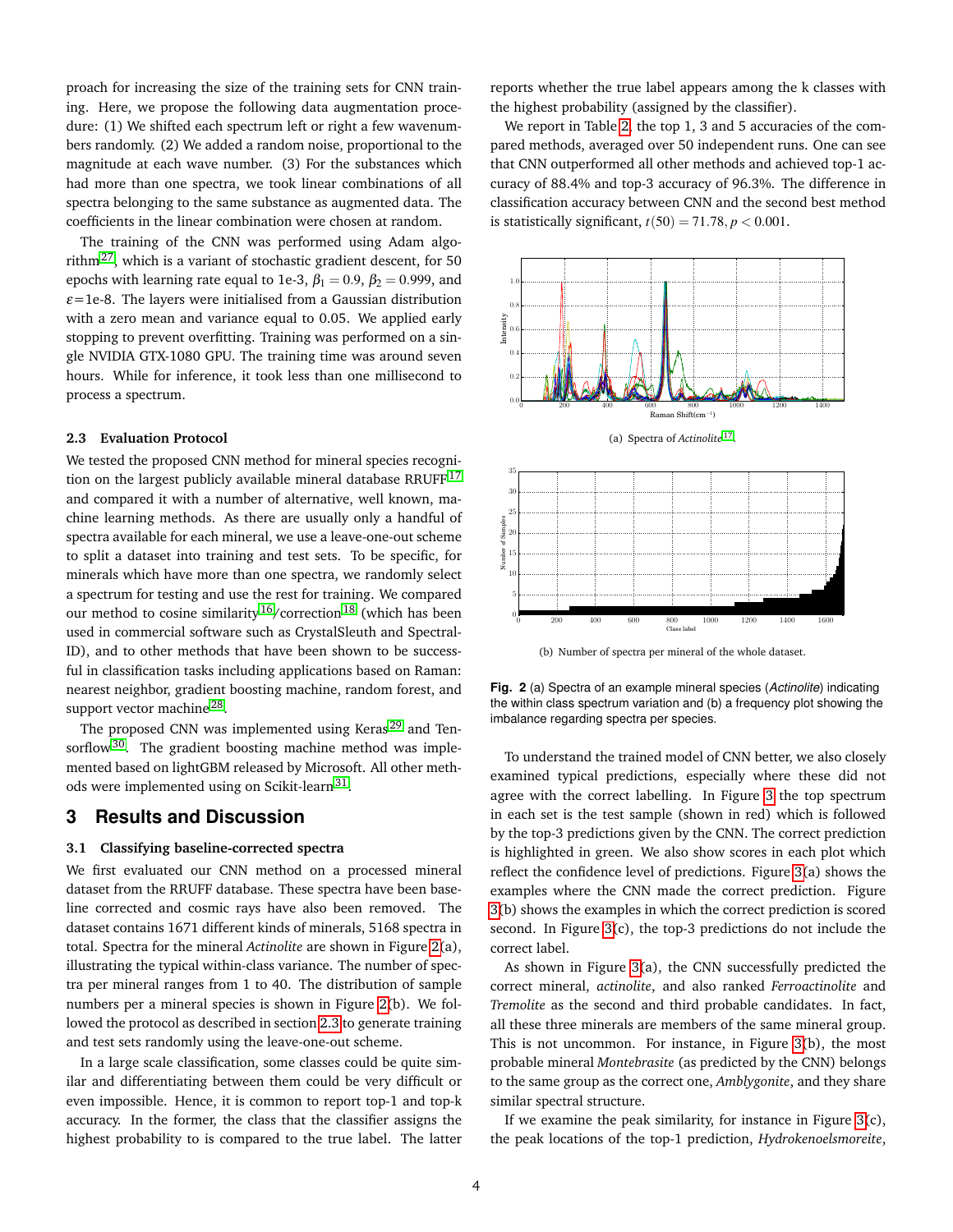proach for increasing the size of the training sets for CNN training. Here, we propose the following data augmentation procedure: (1) We shifted each spectrum left or right a few wavenumbers randomly. (2) We added a random noise, proportional to the magnitude at each wave number. (3) For the substances which had more than one spectra, we took linear combinations of all spectra belonging to the same substance as augmented data. The coefficients in the linear combination were chosen at random.

The training of the CNN was performed using Adam algorithm[27], which is a variant of stochastic gradient descent, for 50 epochs with learning rate equal to 1e-3, $\beta_1 = 0.9$, $\beta_2 = 0.999$, and $\varepsilon$=1e-8. The layers were initialised from a Gaussian distribution with a zero mean and variance equal to 0.05. We applied early stopping to prevent overfitting. Training was performed on a single NVIDIA GTX-1080 GPU. The training time was around seven hours. While for inference, it took less than one millisecond to process a spectrum.

### 2.3 Evaluation Protocol

We tested the proposed CNN method for mineral species recognition on the largest publicly available mineral database RRUFF[17] and compared it with a number of alternative, well known, machine learning methods. As there are usually only a handful of spectra available for each mineral, we use a leave-one-out scheme to split a dataset into training and test sets. To be specific, for minerals which have more than one spectra, we randomly select a spectrum for testing and use the rest for training. We compared our method to cosine similarity[16]/correction[18] (which has been used in commercial software such as CrystalSleuth and Spectral-ID), and to other methods that have been shown to be successful in classification tasks including applications based on Raman: nearest neighbor, gradient boosting machine, random forest, and support vector machine[28].

The proposed CNN was implemented using Keras[29] and Tensorflow[30]. The gradient boosting machine method was implemented based on lightGBM released by Microsoft. All other methods were implemented using on Scikit-learn[31].

## 3 Results and Discussion

### 3.1 Classifying baseline-corrected spectra

We first evaluated our CNN method on a processed mineral dataset from the RRUFF database. These spectra have been baseline corrected and cosmic rays have also been removed. The dataset contains 1671 different kinds of minerals, 5168 spectra in total. Spectra for the mineral *Actinolite* are shown in Figure 2(a), illustrating the typical within-class variance. The number of spectra per mineral ranges from 1 to 40. The distribution of sample numbers per a mineral species is shown in Figure 2(b). We followed the protocol as described in section 2.3 to generate training and test sets randomly using the leave-one-out scheme.

In a large scale classification, some classes could be quite similar and differentiating between them could be very difficult or even impossible. Hence, it is common to report top-1 and top-k accuracy. In the former, the class that the classifier assigns the highest probability to is compared to the true label. The latter reports whether the true label appears among the k classes with the highest probability (assigned by the classifier).

We report in Table 2, the top 1, 3 and 5 accuracies of the compared methods, averaged over 50 independent runs. One can see that CNN outperformed all other methods and achieved top-1 accuracy of 88.4% and top-3 accuracy of 96.3%. The difference in classification accuracy between CNN and the second best method is statistically significant, $t(50) = 71.78, p < 0.001$.

(a) Spectra of *Actinolite*[17].

(b) Number of spectra per mineral of the whole dataset.

**Fig. 2** (a) Spectra of an example mineral species (*Actinolite*) indicating the within class spectrum variation and (b) a frequency plot showing the imbalance regarding spectra per species.

To understand the trained model of CNN better, we also closely examined typical predictions, especially where these did not agree with the correct labelling. In Figure 3 the top spectrum in each set is the test sample (shown in red) which is followed by the top-3 predictions given by the CNN. The correct prediction is highlighted in green. We also show scores in each plot which reflect the confidence level of predictions. Figure 3(a) shows the examples where the CNN made the correct prediction. Figure 3(b) shows the examples in which the correct prediction is scored second. In Figure 3(c), the top-3 predictions do not include the correct label.

As shown in Figure 3(a), the CNN successfully predicted the correct mineral, *actinolite*, and also ranked *Ferroactinolite* and *Tremolite* as the second and third probable candidates. In fact, all these three minerals are members of the same mineral group. This is not uncommon. For instance, in Figure 3(b), the most probable mineral *Montebrasite* (as predicted by the CNN) belongs to the same group as the correct one, *Amblygonite*, and they share similar spectral structure.

If we examine the peak similarity, for instance in Figure 3(c), the peak locations of the top-1 prediction, *Hydrokenoelsmoreite*,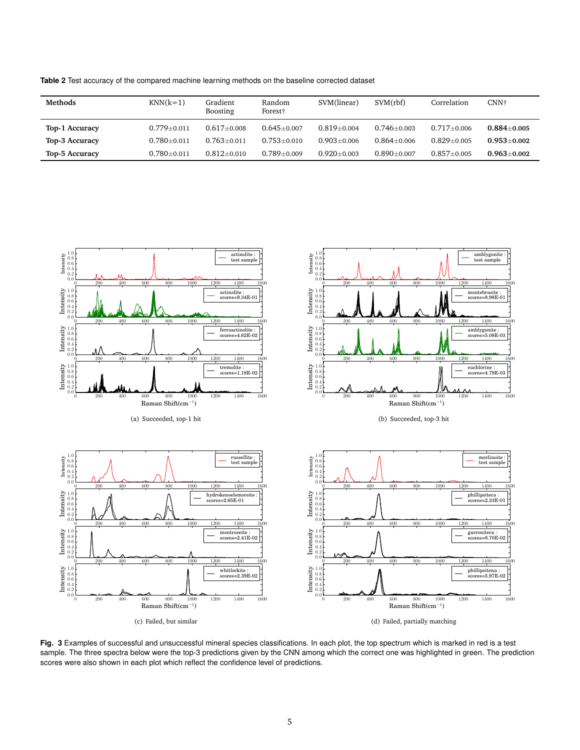**Table 2** Test accuracy of the compared machine learning methods on the baseline corrected dataset

| Methods | KNN(k=1) | Gradient Boosting | Random Forest† | SVM(linear) | SVM(rbf) | Correlation | CNN† |
|---|---|---|---|---|---|---|---|
| **Top-1 Accuracy** | 0.779±0.011 | 0.617±0.008 | 0.645±0.007 | 0.819±0.004 | 0.746±0.003 | 0.717±0.006 | **0.884±0.005** |
| **Top-3 Accuracy** | 0.780±0.011 | 0.763±0.011 | 0.753±0.010 | 0.903±0.006 | 0.864±0.006 | 0.829±0.005 | **0.953±0.002** |
| **Top-5 Accuracy** | 0.780±0.011 | 0.812±0.010 | 0.789±0.009 | 0.920±0.003 | 0.890±0.007 | 0.857±0.005 | **0.963±0.002** |

(a) Succeeded, top-1 hit

(b) Succeeded, top-3 hit

(c) Failed, but similar

(d) Failed, partially matching

**Fig. 3** Examples of successful and unsuccessful mineral species classifications. In each plot, the top spectrum which is marked in red is a test sample. The three spectra below were the top-3 predictions given by the CNN among which the correct one was highlighted in green. The prediction scores were also shown in each plot which reflect the confidence level of predictions.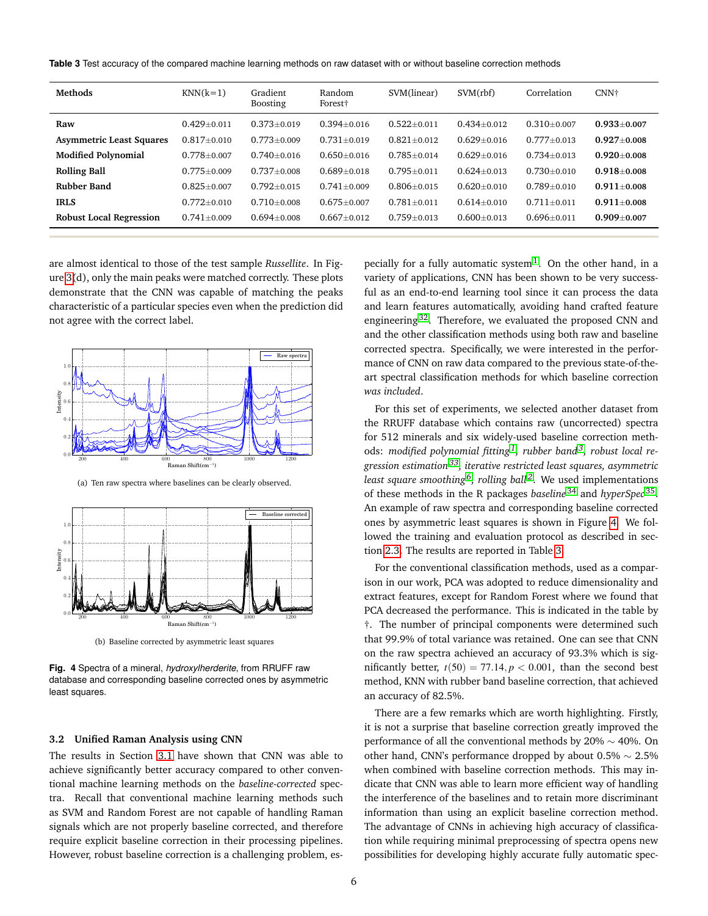**Table 3** Test accuracy of the compared machine learning methods on raw dataset with or without baseline correction methods

| Methods | KNN(k=1) | Gradient Boosting | Random Forest† | SVM(linear) | SVM(rbf) | Correlation | CNN† |
|---|---|---|---|---|---|---|---|
| **Raw** | 0.429±0.011 | 0.373±0.019 | 0.394±0.016 | 0.522±0.011 | 0.434±0.012 | 0.310±0.007 | **0.933±0.007** |
| **Asymmetric Least Squares** | 0.817±0.010 | 0.773±0.009 | 0.731±0.019 | 0.821±0.012 | 0.629±0.016 | 0.777±0.013 | **0.927±0.008** |
| **Modified Polynomial** | 0.778±0.007 | 0.740±0.016 | 0.650±0.016 | 0.785±0.014 | 0.629±0.016 | 0.734±0.013 | **0.920±0.008** |
| **Rolling Ball** | 0.775±0.009 | 0.737±0.008 | 0.689±0.018 | 0.795±0.011 | 0.624±0.013 | 0.730±0.010 | **0.918±0.008** |
| **Rubber Band** | 0.825±0.007 | 0.792±0.015 | 0.741±0.009 | 0.806±0.015 | 0.620±0.010 | 0.789±0.010 | **0.911±0.008** |
| **IRLS** | 0.772±0.010 | 0.710±0.008 | 0.675±0.007 | 0.781±0.011 | 0.614±0.010 | 0.711±0.011 | **0.911±0.008** |
| **Robust Local Regression** | 0.741±0.009 | 0.694±0.008 | 0.667±0.012 | 0.759±0.013 | 0.600±0.013 | 0.696±0.011 | **0.909±0.007** |

are almost identical to those of the test sample *Russellite*. In Figure 3(d), only the main peaks were matched correctly. These plots demonstrate that the CNN was capable of matching the peaks characteristic of a particular species even when the prediction did not agree with the correct label.

(a) Ten raw spectra where baselines can be clearly observed.

(b) Baseline corrected by asymmetric least squares

**Fig. 4** Spectra of a mineral, *hydroxylherderite*, from RRUFF raw database and corresponding baseline corrected ones by asymmetric least squares.

### 3.2 Unified Raman Analysis using CNN

The results in Section 3.1 have shown that CNN was able to achieve significantly better accuracy compared to other conventional machine learning methods on the *baseline-corrected* spectra. Recall that conventional machine learning methods such as SVM and Random Forest are not capable of handling Raman signals which are not properly baseline corrected, and therefore require explicit baseline correction in their processing pipelines. However, robust baseline correction is a challenging problem, especially for a fully automatic system[1]. On the other hand, in a variety of applications, CNN has been shown to be very successful as an end-to-end learning tool since it can process the data and learn features automatically, avoiding hand crafted feature engineering[32]. Therefore, we evaluated the proposed CNN and and the other classification methods using both raw and baseline corrected spectra. Specifically, we were interested in the performance of CNN on raw data compared to the previous state-of-the-art spectral classification methods for which baseline correction *was included*.

For this set of experiments, we selected another dataset from the RRUFF database which contains raw (uncorrected) spectra for 512 minerals and six widely-used baseline correction methods: *modified polynomial fitting*[1], *rubber band*[3], *robust local regression estimation*[33], *iterative restricted least squares, asymmetric least square smoothing*[6], *rolling ball*[2]. We used implementations of these methods in the R packages *baseline*[34] and *hyperSpec*[35]. An example of raw spectra and corresponding baseline corrected ones by asymmetric least squares is shown in Figure 4. We followed the training and evaluation protocol as described in section 2.3. The results are reported in Table 3.

For the conventional classification methods, used as a comparison in our work, PCA was adopted to reduce dimensionality and extract features, except for Random Forest where we found that PCA decreased the performance. This is indicated in the table by †. The number of principal components were determined such that 99.9% of total variance was retained. One can see that CNN on the raw spectra achieved an accuracy of 93.3% which is significantly better, $t(50) = 77.14, p < 0.001$, than the second best method, KNN with rubber band baseline correction, that achieved an accuracy of 82.5%.

There are a few remarks which are worth highlighting. Firstly, it is not a surprise that baseline correction greatly improved the performance of all the conventional methods by 20% $\sim$ 40%. On other hand, CNN's performance dropped by about 0.5% $\sim$ 2.5% when combined with baseline correction methods. This may indicate that CNN was able to learn more efficient way of handling the interference of the baselines and to retain more discriminant information than using an explicit baseline correction method. The advantage of CNNs in achieving high accuracy of classification while requiring minimal preprocessing of spectra opens new possibilities for developing highly accurate fully automatic spec-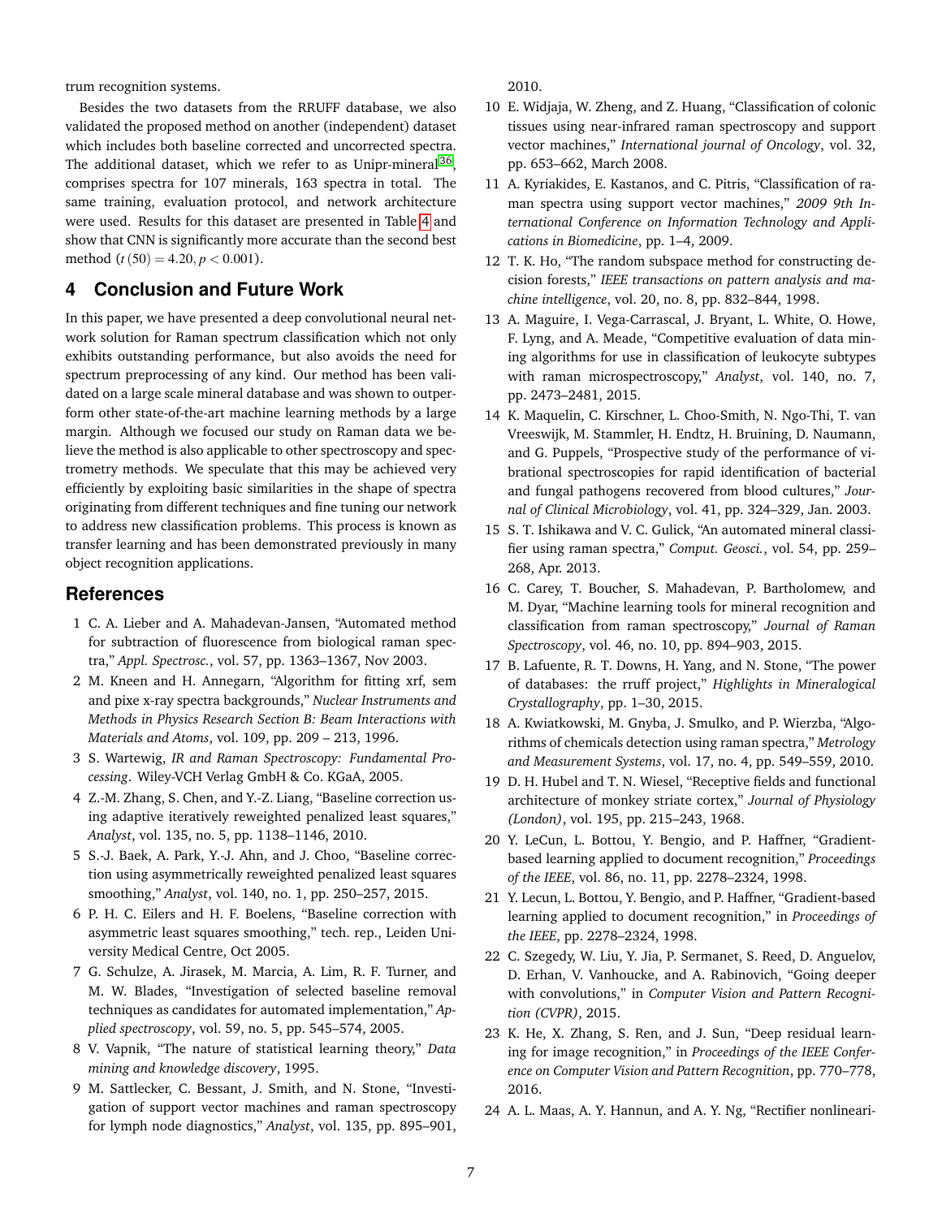trum recognition systems.

Besides the two datasets from the RRUFF database, we also validated the proposed method on another (independent) dataset which includes both baseline corrected and uncorrected spectra. The additional dataset, which we refer to as Unipr-mineral[36], comprises spectra for 107 minerals, 163 spectra in total. The same training, evaluation protocol, and network architecture were used. Results for this dataset are presented in Table 4 and show that CNN is significantly more accurate than the second best method ($t(50) = 4.20, p < 0.001$).

## 4 Conclusion and Future Work

In this paper, we have presented a deep convolutional neural network solution for Raman spectrum classification which not only exhibits outstanding performance, but also avoids the need for spectrum preprocessing of any kind. Our method has been validated on a large scale mineral database and was shown to outperform other state-of-the-art machine learning methods by a large margin. Although we focused our study on Raman data we believe the method is also applicable to other spectroscopy and spectrometry methods. We speculate that this may be achieved very efficiently by exploiting basic similarities in the shape of spectra originating from different techniques and fine tuning our network to address new classification problems. This process is known as transfer learning and has been demonstrated previously in many object recognition applications.

## References

1 C. A. Lieber and A. Mahadevan-Jansen, "Automated method for subtraction of fluorescence from biological raman spectra," *Appl. Spectrosc.*, vol. 57, pp. 1363–1367, Nov 2003.

2 M. Kneen and H. Annegarn, "Algorithm for fitting xrf, sem and pixe x-ray spectra backgrounds," *Nuclear Instruments and Methods in Physics Research Section B: Beam Interactions with Materials and Atoms*, vol. 109, pp. 209 – 213, 1996.

3 S. Wartewig, *IR and Raman Spectroscopy: Fundamental Processing*. Wiley-VCH Verlag GmbH & Co. KGaA, 2005.

4 Z.-M. Zhang, S. Chen, and Y.-Z. Liang, "Baseline correction using adaptive iteratively reweighted penalized least squares," *Analyst*, vol. 135, no. 5, pp. 1138–1146, 2010.

5 S.-J. Baek, A. Park, Y.-J. Ahn, and J. Choo, "Baseline correction using asymmetrically reweighted penalized least squares smoothing," *Analyst*, vol. 140, no. 1, pp. 250–257, 2015.

6 P. H. C. Eilers and H. F. Boelens, "Baseline correction with asymmetric least squares smoothing," tech. rep., Leiden University Medical Centre, Oct 2005.

7 G. Schulze, A. Jirasek, M. Marcia, A. Lim, R. F. Turner, and M. W. Blades, "Investigation of selected baseline removal techniques as candidates for automated implementation," *Applied spectroscopy*, vol. 59, no. 5, pp. 545–574, 2005.

8 V. Vapnik, "The nature of statistical learning theory," *Data mining and knowledge discovery*, 1995.

9 M. Sattlecker, C. Bessant, J. Smith, and N. Stone, "Investigation of support vector machines and raman spectroscopy for lymph node diagnostics," *Analyst*, vol. 135, pp. 895–901, 2010.

10 E. Widjaja, W. Zheng, and Z. Huang, "Classification of colonic tissues using near-infrared raman spectroscopy and support vector machines," *International journal of Oncology*, vol. 32, pp. 653–662, March 2008.

11 A. Kyriakides, E. Kastanos, and C. Pitris, "Classification of raman spectra using support vector machines," *2009 9th International Conference on Information Technology and Applications in Biomedicine*, pp. 1–4, 2009.

12 T. K. Ho, "The random subspace method for constructing decision forests," *IEEE transactions on pattern analysis and machine intelligence*, vol. 20, no. 8, pp. 832–844, 1998.

13 A. Maguire, I. Vega-Carrascal, J. Bryant, L. White, O. Howe, F. Lyng, and A. Meade, "Competitive evaluation of data mining algorithms for use in classification of leukocyte subtypes with raman microspectroscopy," *Analyst*, vol. 140, no. 7, pp. 2473–2481, 2015.

14 K. Maquelin, C. Kirschner, L. Choo-Smith, N. Ngo-Thi, T. van Vreeswijk, M. Stammler, H. Endtz, H. Bruining, D. Naumann, and G. Puppels, "Prospective study of the performance of vibrational spectroscopies for rapid identification of bacterial and fungal pathogens recovered from blood cultures," *Journal of Clinical Microbiology*, vol. 41, pp. 324–329, Jan. 2003.

15 S. T. Ishikawa and V. C. Gulick, "An automated mineral classifier using raman spectra," *Comput. Geosci.*, vol. 54, pp. 259–268, Apr. 2013.

16 C. Carey, T. Boucher, S. Mahadevan, P. Bartholomew, and M. Dyar, "Machine learning tools for mineral recognition and classification from raman spectroscopy," *Journal of Raman Spectroscopy*, vol. 46, no. 10, pp. 894–903, 2015.

17 B. Lafuente, R. T. Downs, H. Yang, and N. Stone, "The power of databases: the rruff project," *Highlights in Mineralogical Crystallography*, pp. 1–30, 2015.

18 A. Kwiatkowski, M. Gnyba, J. Smulko, and P. Wierzba, "Algorithms of chemicals detection using raman spectra," *Metrology and Measurement Systems*, vol. 17, no. 4, pp. 549–559, 2010.

19 D. H. Hubel and T. N. Wiesel, "Receptive fields and functional architecture of monkey striate cortex," *Journal of Physiology (London)*, vol. 195, pp. 215–243, 1968.

20 Y. LeCun, L. Bottou, Y. Bengio, and P. Haffner, "Gradient-based learning applied to document recognition," *Proceedings of the IEEE*, vol. 86, no. 11, pp. 2278–2324, 1998.

21 Y. Lecun, L. Bottou, Y. Bengio, and P. Haffner, "Gradient-based learning applied to document recognition," in *Proceedings of the IEEE*, pp. 2278–2324, 1998.

22 C. Szegedy, W. Liu, Y. Jia, P. Sermanet, S. Reed, D. Anguelov, D. Erhan, V. Vanhoucke, and A. Rabinovich, "Going deeper with convolutions," in *Computer Vision and Pattern Recognition (CVPR)*, 2015.

23 K. He, X. Zhang, S. Ren, and J. Sun, "Deep residual learning for image recognition," in *Proceedings of the IEEE Conference on Computer Vision and Pattern Recognition*, pp. 770–778, 2016.

24 A. L. Maas, A. Y. Hannun, and A. Y. Ng, "Rectifier nonlineari-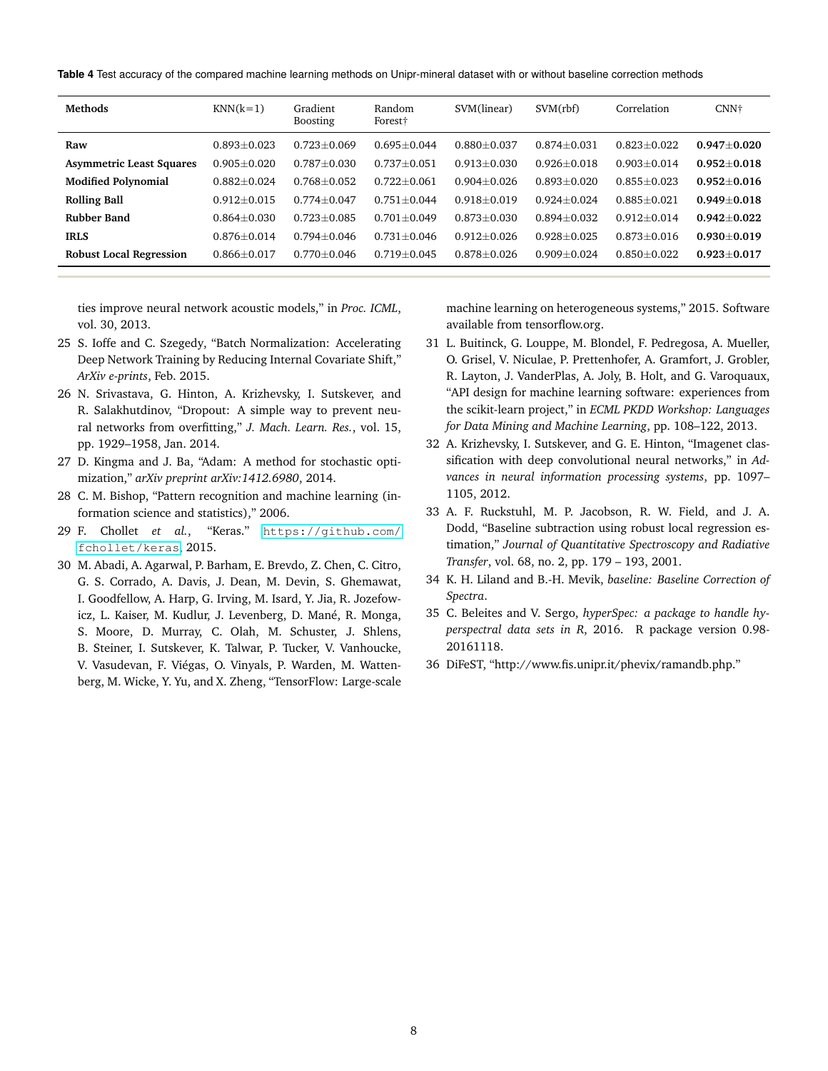**Table 4** Test accuracy of the compared machine learning methods on Unipr-mineral dataset with or without baseline correction methods

| Methods | KNN(k=1) | Gradient Boosting | Random Forest† | SVM(linear) | SVM(rbf) | Correlation | CNN† |
|---|---|---|---|---|---|---|---|
| **Raw** | 0.893±0.023 | 0.723±0.069 | 0.695±0.044 | 0.880±0.037 | 0.874±0.031 | 0.823±0.022 | **0.947±0.020** |
| **Asymmetric Least Squares** | 0.905±0.020 | 0.787±0.030 | 0.737±0.051 | 0.913±0.030 | 0.926±0.018 | 0.903±0.014 | **0.952±0.018** |
| **Modified Polynomial** | 0.882±0.024 | 0.768±0.052 | 0.722±0.061 | 0.904±0.026 | 0.893±0.020 | 0.855±0.023 | **0.952±0.016** |
| **Rolling Ball** | 0.912±0.015 | 0.774±0.047 | 0.751±0.044 | 0.918±0.019 | 0.924±0.024 | 0.885±0.021 | **0.949±0.018** |
| **Rubber Band** | 0.864±0.030 | 0.723±0.085 | 0.701±0.049 | 0.873±0.030 | 0.894±0.032 | 0.912±0.014 | **0.942±0.022** |
| **IRLS** | 0.876±0.014 | 0.794±0.046 | 0.731±0.046 | 0.912±0.026 | 0.928±0.025 | 0.873±0.016 | **0.930±0.019** |
| **Robust Local Regression** | 0.866±0.017 | 0.770±0.046 | 0.719±0.045 | 0.878±0.026 | 0.909±0.024 | 0.850±0.022 | **0.923±0.017** |

ties improve neural network acoustic models," in *Proc. ICML*, vol. 30, 2013.

25 S. Ioffe and C. Szegedy, "Batch Normalization: Accelerating Deep Network Training by Reducing Internal Covariate Shift," *ArXiv e-prints*, Feb. 2015.

26 N. Srivastava, G. Hinton, A. Krizhevsky, I. Sutskever, and R. Salakhutdinov, "Dropout: A simple way to prevent neural networks from overfitting," *J. Mach. Learn. Res.*, vol. 15, pp. 1929–1958, Jan. 2014.

27 D. Kingma and J. Ba, "Adam: A method for stochastic optimization," *arXiv preprint arXiv:1412.6980*, 2014.

28 C. M. Bishop, "Pattern recognition and machine learning (information science and statistics)," 2006.

29 F. Chollet *et al.*, "Keras." https://github.com/fchollet/keras, 2015.

30 M. Abadi, A. Agarwal, P. Barham, E. Brevdo, Z. Chen, C. Citro, G. S. Corrado, A. Davis, J. Dean, M. Devin, S. Ghemawat, I. Goodfellow, A. Harp, G. Irving, M. Isard, Y. Jia, R. Jozefowicz, L. Kaiser, M. Kudlur, J. Levenberg, D. Mané, R. Monga, S. Moore, D. Murray, C. Olah, M. Schuster, J. Shlens, B. Steiner, I. Sutskever, K. Talwar, P. Tucker, V. Vanhoucke, V. Vasudevan, F. Viégas, O. Vinyals, P. Warden, M. Wattenberg, M. Wicke, Y. Yu, and X. Zheng, "TensorFlow: Large-scale machine learning on heterogeneous systems," 2015. Software available from tensorflow.org.

31 L. Buitinck, G. Louppe, M. Blondel, F. Pedregosa, A. Mueller, O. Grisel, V. Niculae, P. Prettenhofer, A. Gramfort, J. Grobler, R. Layton, J. VanderPlas, A. Joly, B. Holt, and G. Varoquaux, "API design for machine learning software: experiences from the scikit-learn project," in *ECML PKDD Workshop: Languages for Data Mining and Machine Learning*, pp. 108–122, 2013.

32 A. Krizhevsky, I. Sutskever, and G. E. Hinton, "Imagenet classification with deep convolutional neural networks," in *Advances in neural information processing systems*, pp. 1097–1105, 2012.

33 A. F. Ruckstuhl, M. P. Jacobson, R. W. Field, and J. A. Dodd, "Baseline subtraction using robust local regression estimation," *Journal of Quantitative Spectroscopy and Radiative Transfer*, vol. 68, no. 2, pp. 179 – 193, 2001.

34 K. H. Liland and B.-H. Mevik, *baseline: Baseline Correction of Spectra*.

35 C. Beleites and V. Sergo, *hyperSpec: a package to handle hyperspectral data sets in R*, 2016. R package version 0.98-20161118.

36 DiFeST, "http://www.fis.unipr.it/phevix/ramandb.php."